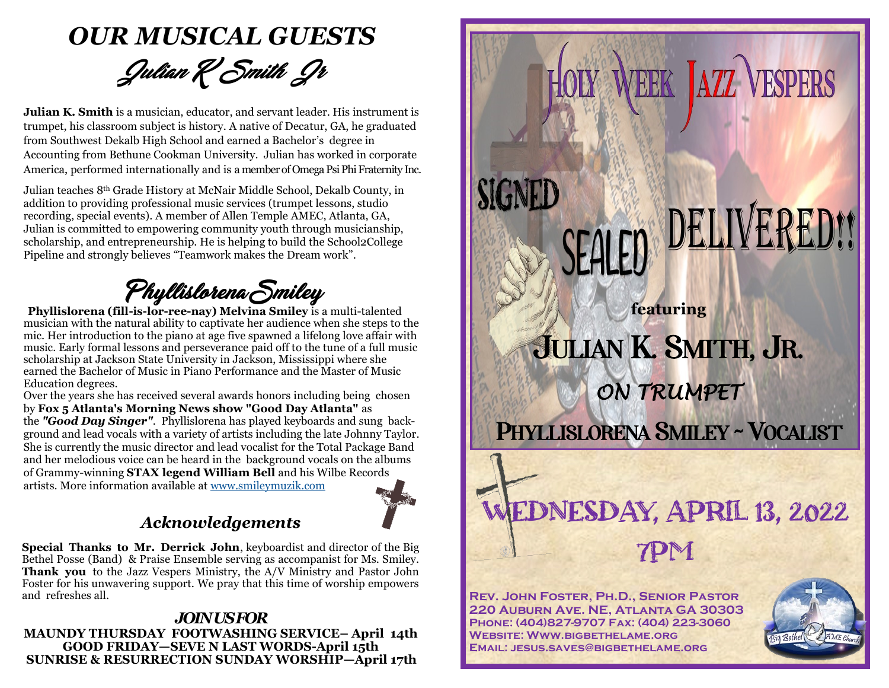# OUR MUSICAL GUESTS

## Julian K Smith Jr

**Julian K. Smith** is a musician, educator, and servant leader. His instrument is trumpet, his classroom subject is history. A native of Decatur, GA, he graduated from Southwest Dekalb High School and earned a Bachelor's degree in Accounting from Bethune Cookman University. Julian has worked in corporate America, performed internationally and is a member of Omega Psi Phi Fraternity Inc.

Julian teaches 8th Grade History at McNair Middle School, Dekalb County, in addition to providing professional music services (trumpet lessons, studio recording, special events). A member of Allen Temple AMEC, Atlanta, GA, Julian is committed to empowering community youth through musicianship, scholarship, and entrepreneurship. He is helping to build the School2College Pipeline and strongly believes "Teamwork makes the Dream work".

## Phyllislorena Smiley

**Phyllislorena (fill-is-lor-ree-nay) Melvina Smiley** is a multi-talented musician with the natural ability to captivate her audience when she steps to the mic. Her introduction to the piano at age five spawned a lifelong love affair with music. Early formal lessons and perseverance paid off to the tune of a full music scholarship at Jackson State University in Jackson, Mississippi where she earned the Bachelor of Music in Piano Performance and the Master of Music Education degrees.

Over the years she has received several awards honors including being chosen by **Fox 5 Atlanta's Morning News show "Good Day Atlanta"** as the ***"Good Day Singer"***. Phyllislorena has played keyboards and sung background and lead vocals with a variety of artists including the late Johnny Taylor. She is currently the music director and lead vocalist for the Total Package Band and her melodious voice can be heard in the background vocals on the albums of Grammy-winning **STAX legend William Bell** and his Wilbe Records artists. More information available at www.smileymuzik.com

### *Acknowledgements*

**Special Thanks to Mr. Derrick John**, keyboardist and director of the Big Bethel Posse (Band) & Praise Ensemble serving as accompanist for Ms. Smiley. **Thank you** to the Jazz Vespers Ministry, the A/V Ministry and Pastor John Foster for his unwavering support. We pray that this time of worship empowers and refreshes all.

**JOIN US FOR**

**MAUNDY THURSDAY FOOTWASHING SERVICE– April 14th**
**GOOD FRIDAY—SEVE N LAST WORDS-April 15th**
**SUNRISE & RESURRECTION SUNDAY WORSHIP—April 17th**

# Holy Week Jazz Vespers

## Signed Sealed Delivered!!

**featuring**

## Julian K. Smith, Jr.

*On Trumpet*

## Phyllislorena Smiley ~ Vocalist

## Wednesday, April 13, 2022
## 7PM

**Rev. John Foster, Ph.D., Senior Pastor**
**220 Auburn Ave. NE, Atlanta GA 30303**
**Phone: (404)827-9707 Fax: (404) 223-3060**
**Website: Www.bigbethelame.org**
**Email: jesus.saves@bigbethelame.org**

Big Bethel AME Church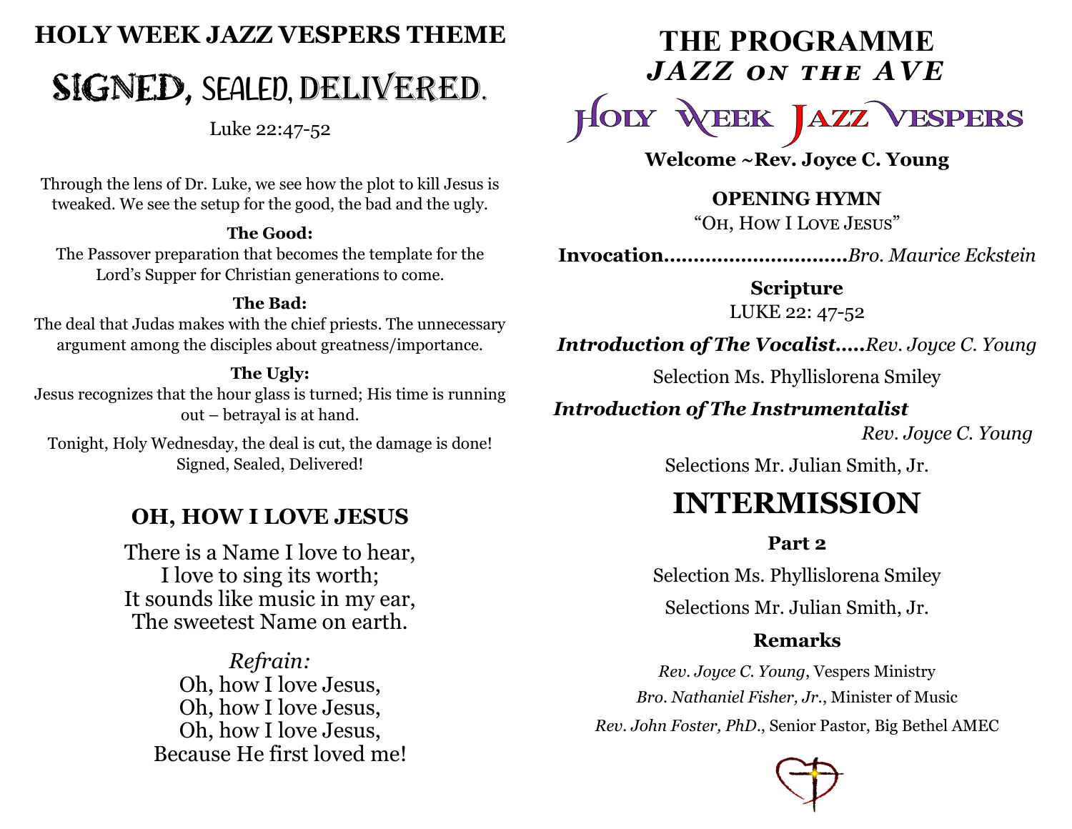# HOLY WEEK JAZZ VESPERS THEME

## SIGNED, SEALED, DELIVERED.

Luke 22:47-52

Through the lens of Dr. Luke, we see how the plot to kill Jesus is tweaked. We see the setup for the good, the bad and the ugly.

**The Good:**
The Passover preparation that becomes the template for the Lord's Supper for Christian generations to come.

**The Bad:**
The deal that Judas makes with the chief priests. The unnecessary argument among the disciples about greatness/importance.

**The Ugly:**
Jesus recognizes that the hour glass is turned; His time is running out – betrayal is at hand.

Tonight, Holy Wednesday, the deal is cut, the damage is done! Signed, Sealed, Delivered!

## OH, HOW I LOVE JESUS

There is a Name I love to hear,
I love to sing its worth;
It sounds like music in my ear,
The sweetest Name on earth.

*Refrain:*
Oh, how I love Jesus,
Oh, how I love Jesus,
Oh, how I love Jesus,
Because He first loved me!

# THE PROGRAMME

## *JAZZ ON THE AVE*

## HOLY WEEK JAZZ VESPERS

**Welcome ~Rev. Joyce C. Young**

**OPENING HYMN**
"Oh, How I Love Jesus"

**Invocation..............................***Bro. Maurice Eckstein*

**Scripture**
LUKE 22: 47-52

***Introduction of The Vocalist.....****Rev. Joyce C. Young*

Selection Ms. Phyllislorena Smiley

***Introduction of The Instrumentalist***
*Rev. Joyce C. Young*

Selections Mr. Julian Smith, Jr.

# INTERMISSION

**Part 2**

Selection Ms. Phyllislorena Smiley

Selections Mr. Julian Smith, Jr.

**Remarks**

*Rev. Joyce C. Young*, Vespers Ministry

*Bro. Nathaniel Fisher, Jr.*, Minister of Music

*Rev. John Foster, PhD.*, Senior Pastor, Big Bethel AMEC